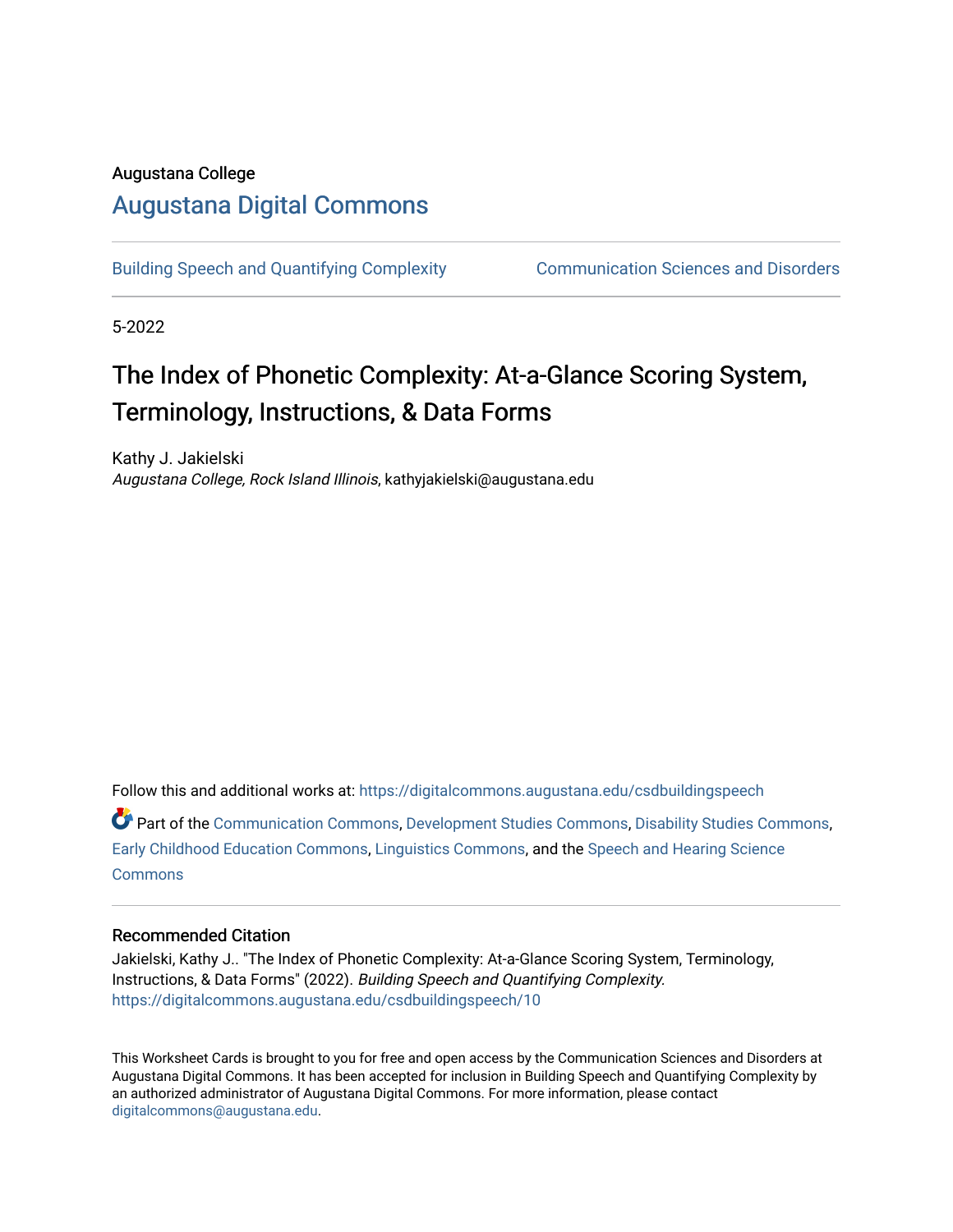Augustana College

# Augustana Digital Commons

Building Speech and Quantifying Complexity | Communication Sciences and Disorders

5-2022

# The Index of Phonetic Complexity: At-a-Glance Scoring System, Terminology, Instructions, & Data Forms

Kathy J. Jakielski
*Augustana College, Rock Island Illinois*, kathyjakielski@augustana.edu

Follow this and additional works at: https://digitalcommons.augustana.edu/csdbuildingspeech

Part of the Communication Commons, Development Studies Commons, Disability Studies Commons, Early Childhood Education Commons, Linguistics Commons, and the Speech and Hearing Science Commons

## Recommended Citation

Jakielski, Kathy J.. "The Index of Phonetic Complexity: At-a-Glance Scoring System, Terminology, Instructions, & Data Forms" (2022). *Building Speech and Quantifying Complexity.*
https://digitalcommons.augustana.edu/csdbuildingspeech/10

This Worksheet Cards is brought to you for free and open access by the Communication Sciences and Disorders at Augustana Digital Commons. It has been accepted for inclusion in Building Speech and Quantifying Complexity by an authorized administrator of Augustana Digital Commons. For more information, please contact digitalcommons@augustana.edu.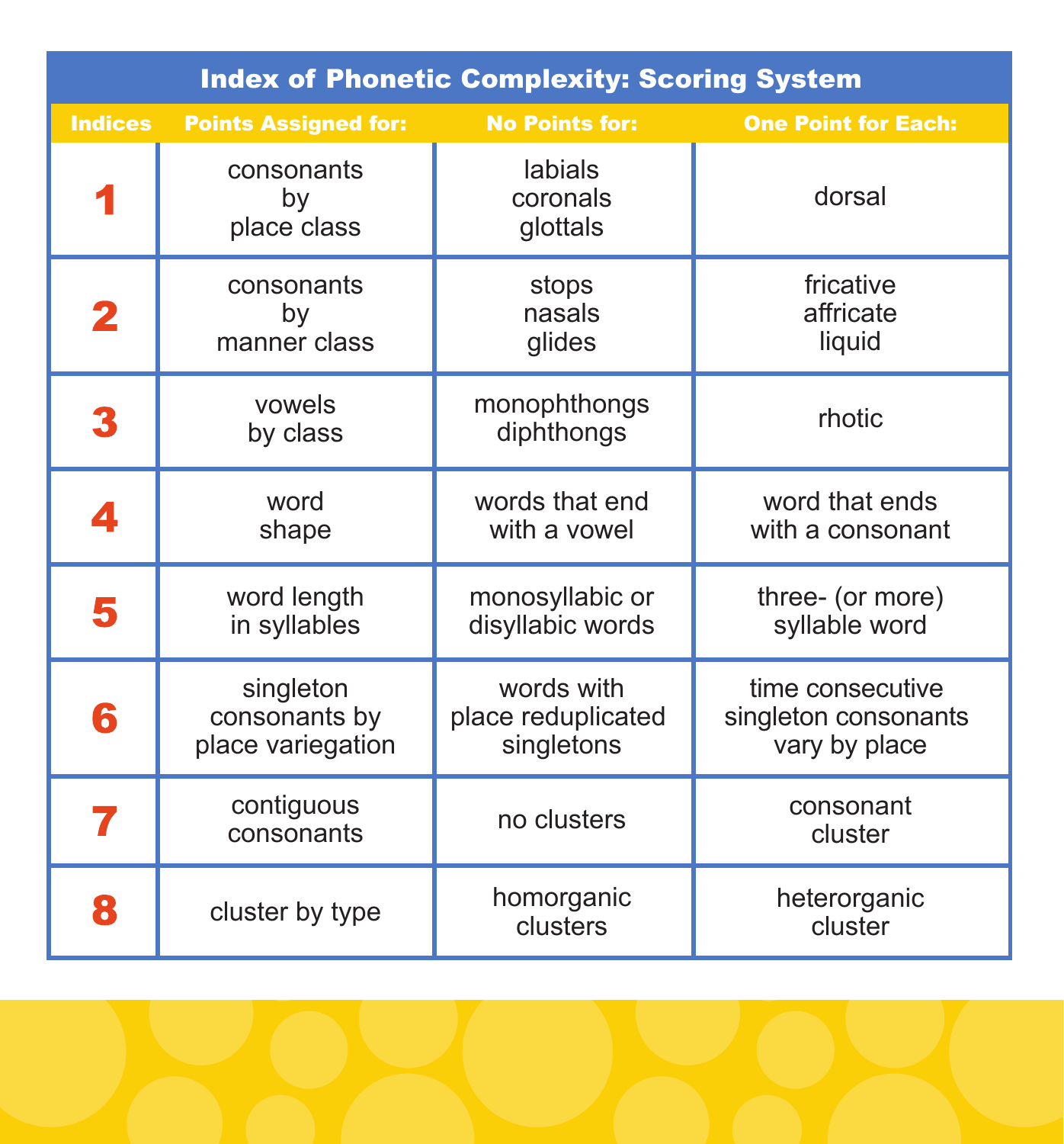## Index of Phonetic Complexity: Scoring System

| Indices | Points Assigned for: | No Points for: | One Point for Each: |
|---|---|---|---|
| 1 | consonants by place class | labials coronals glottals | dorsal |
| 2 | consonants by manner class | stops nasals glides | fricative affricate liquid |
| 3 | vowels by class | monophthongs diphthongs | rhotic |
| 4 | word shape | words that end with a vowel | word that ends with a consonant |
| 5 | word length in syllables | monosyllabic or disyllabic words | three- (or more) syllable word |
| 6 | singleton consonants by place variegation | words with place reduplicated singletons | time consecutive singleton consonants vary by place |
| 7 | contiguous consonants | no clusters | consonant cluster |
| 8 | cluster by type | homorganic clusters | heterorganic cluster |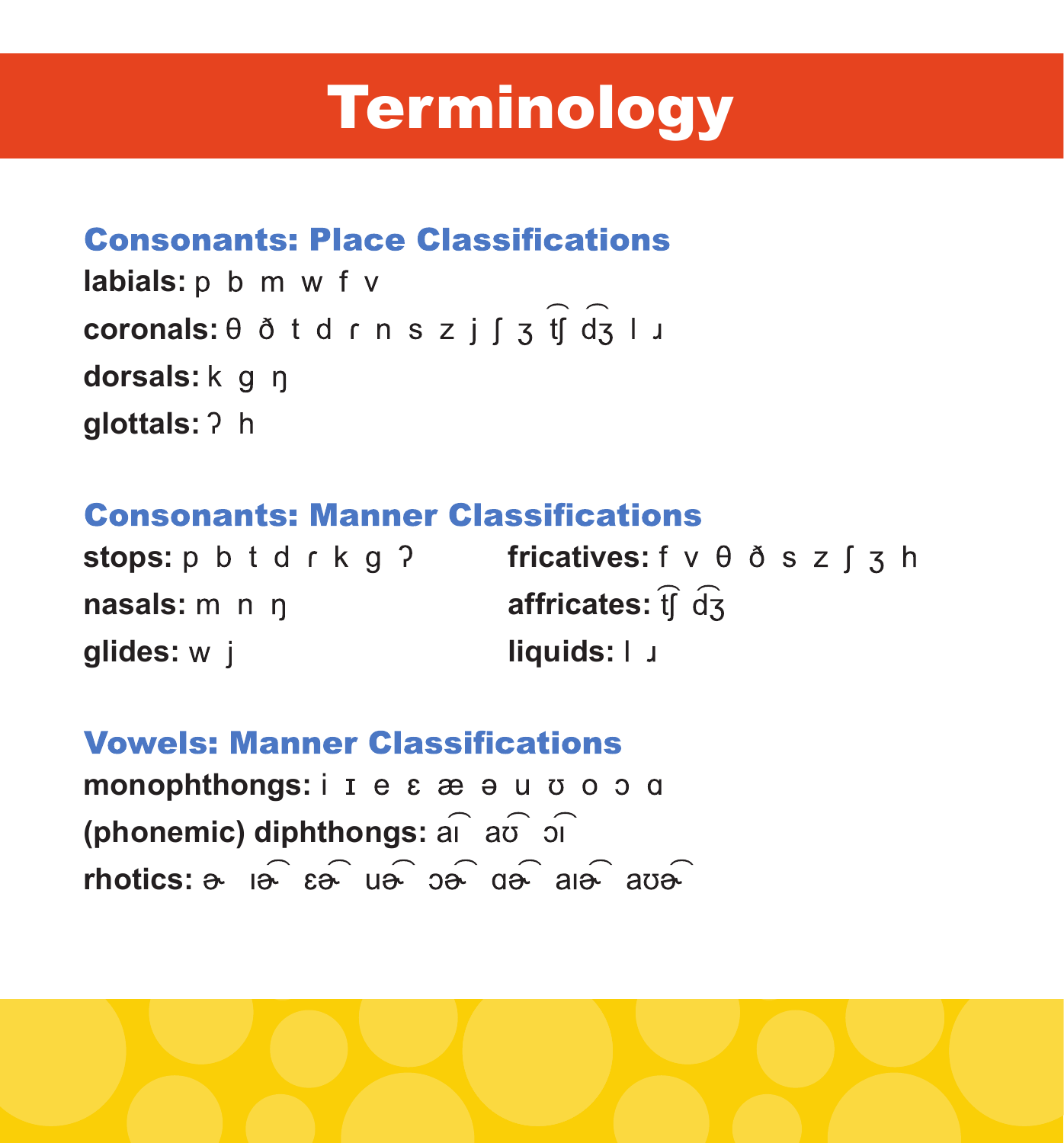# Terminology

## Consonants: Place Classifications

**labials:** p b m w f v

**coronals:** θ ð t d ɾ n s z j ʃ ʒ t͡ʃ d͡ʒ l ɹ

**dorsals:** k g ŋ

**glottals:** ʔ h

## Consonants: Manner Classifications

**stops:** p b t d ɾ k g ʔ

**nasals:** m n ŋ

**glides:** w j

**fricatives:** f v θ ð s z ʃ ʒ h

**affricates:** t͡ʃ d͡ʒ

**liquids:** l ɹ

## Vowels: Manner Classifications

**monophthongs:** i ɪ e ɛ æ ə u ʊ o ɔ ɑ

**(phonemic) diphthongs:** a͡ɪ a͡ʊ ɔ͡ɪ

**rhotics:** ɚ ɪ͡ɚ ɛ͡ɚ u͡ɚ ɔ͡ɚ ɑ͡ɚ a͡ɪɚ a͡ʊɚ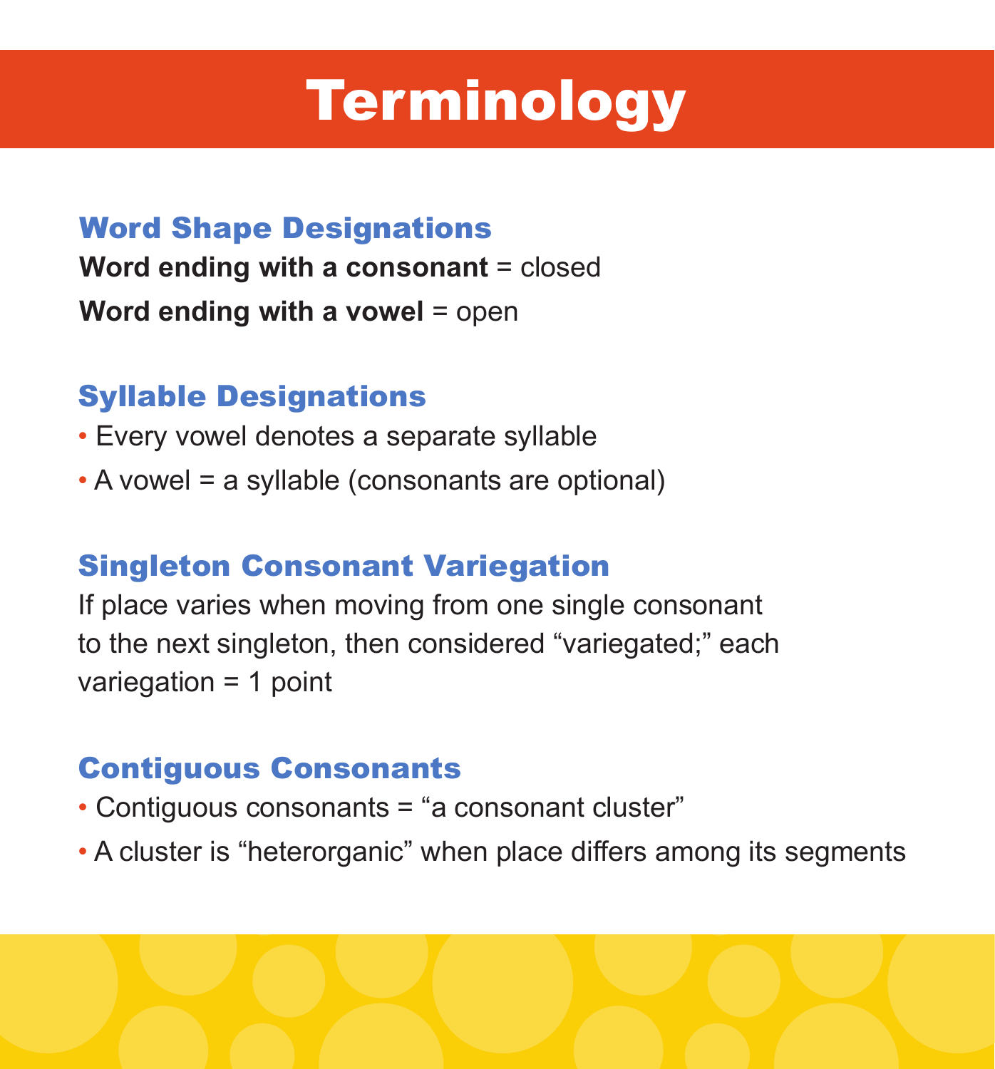# Terminology

## Word Shape Designations

**Word ending with a consonant** = closed

**Word ending with a vowel** = open

## Syllable Designations

- Every vowel denotes a separate syllable
- A vowel = a syllable (consonants are optional)

## Singleton Consonant Variegation

If place varies when moving from one single consonant to the next singleton, then considered "variegated;" each variegation = 1 point

## Contiguous Consonants

- Contiguous consonants = "a consonant cluster"
- A cluster is "heterorganic" when place differs among its segments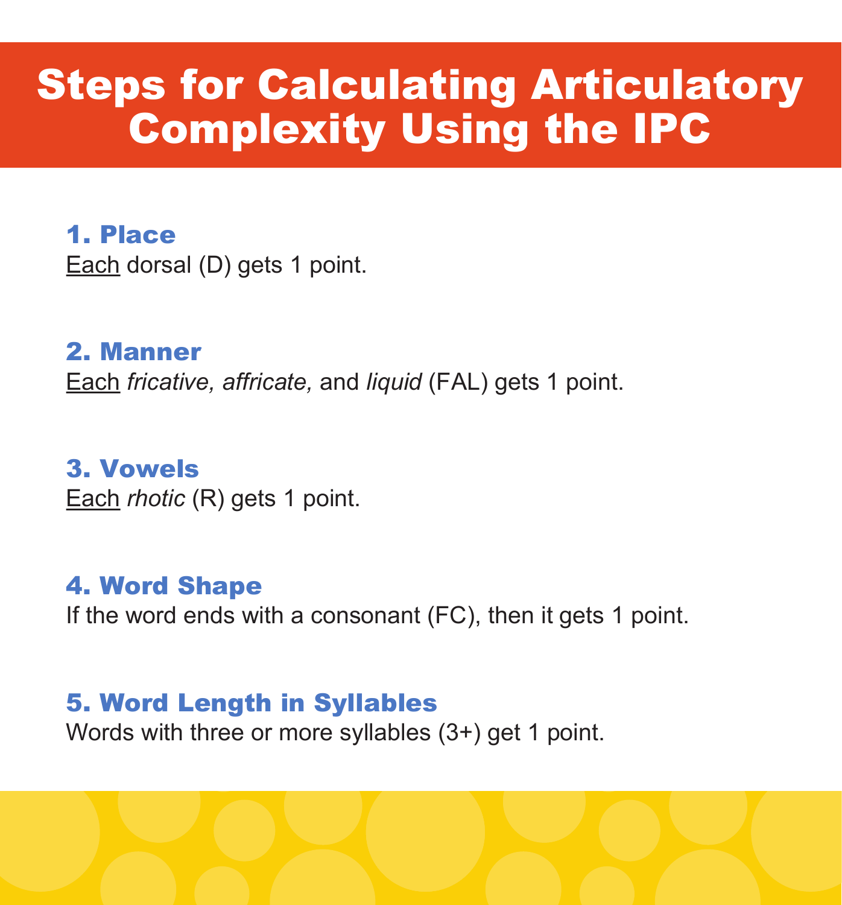# Steps for Calculating Articulatory Complexity Using the IPC

### 1. Place

Each dorsal (D) gets 1 point.

### 2. Manner

Each *fricative, affricate,* and *liquid* (FAL) gets 1 point.

### 3. Vowels

Each *rhotic* (R) gets 1 point.

### 4. Word Shape

If the word ends with a consonant (FC), then it gets 1 point.

### 5. Word Length in Syllables

Words with three or more syllables (3+) get 1 point.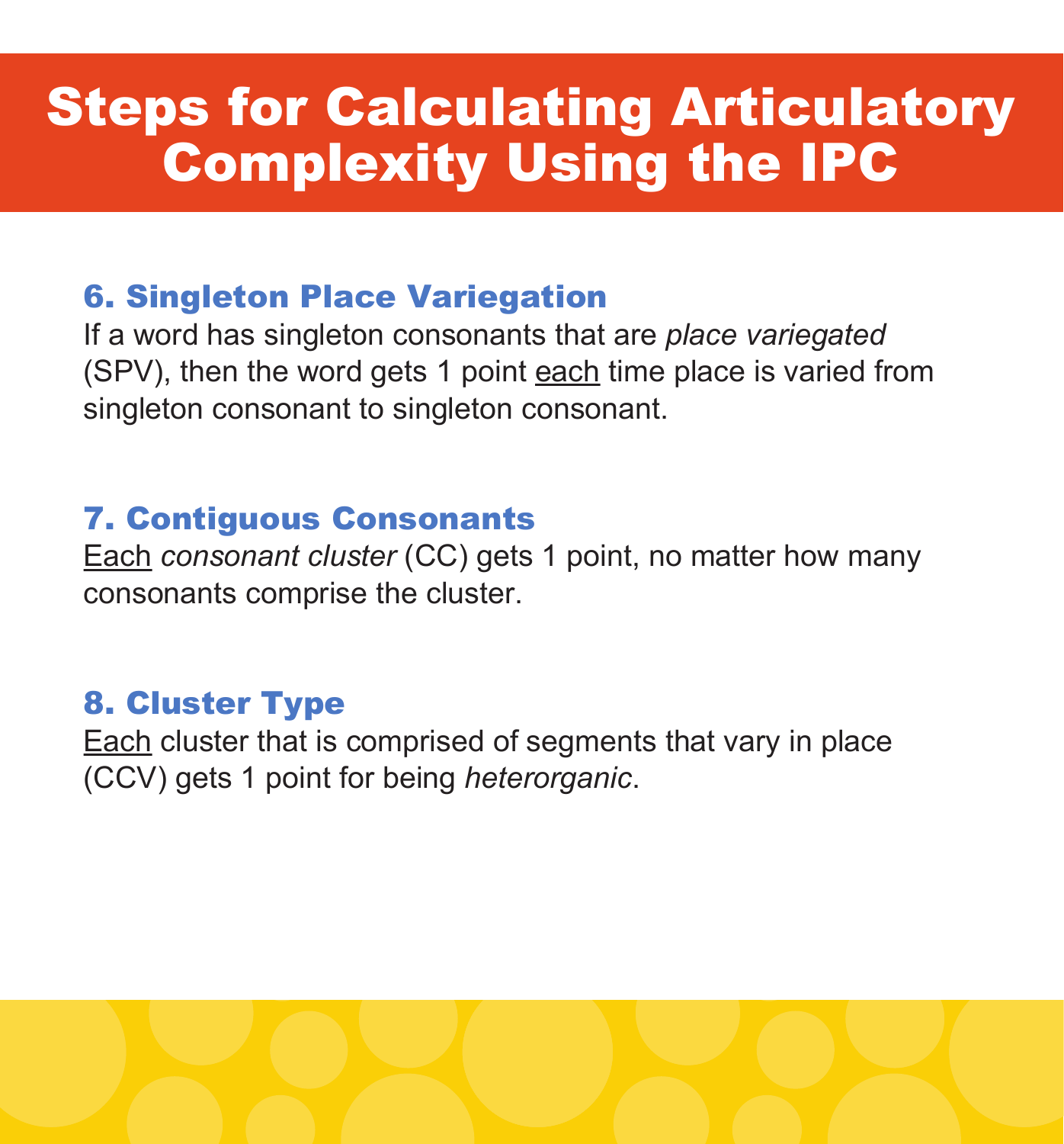# Steps for Calculating Articulatory Complexity Using the IPC

### 6. Singleton Place Variegation

If a word has singleton consonants that are *place variegated* (SPV), then the word gets 1 point each time place is varied from singleton consonant to singleton consonant.

### 7. Contiguous Consonants

Each *consonant cluster* (CC) gets 1 point, no matter how many consonants comprise the cluster.

### 8. Cluster Type

Each cluster that is comprised of segments that vary in place (CCV) gets 1 point for being *heterorganic*.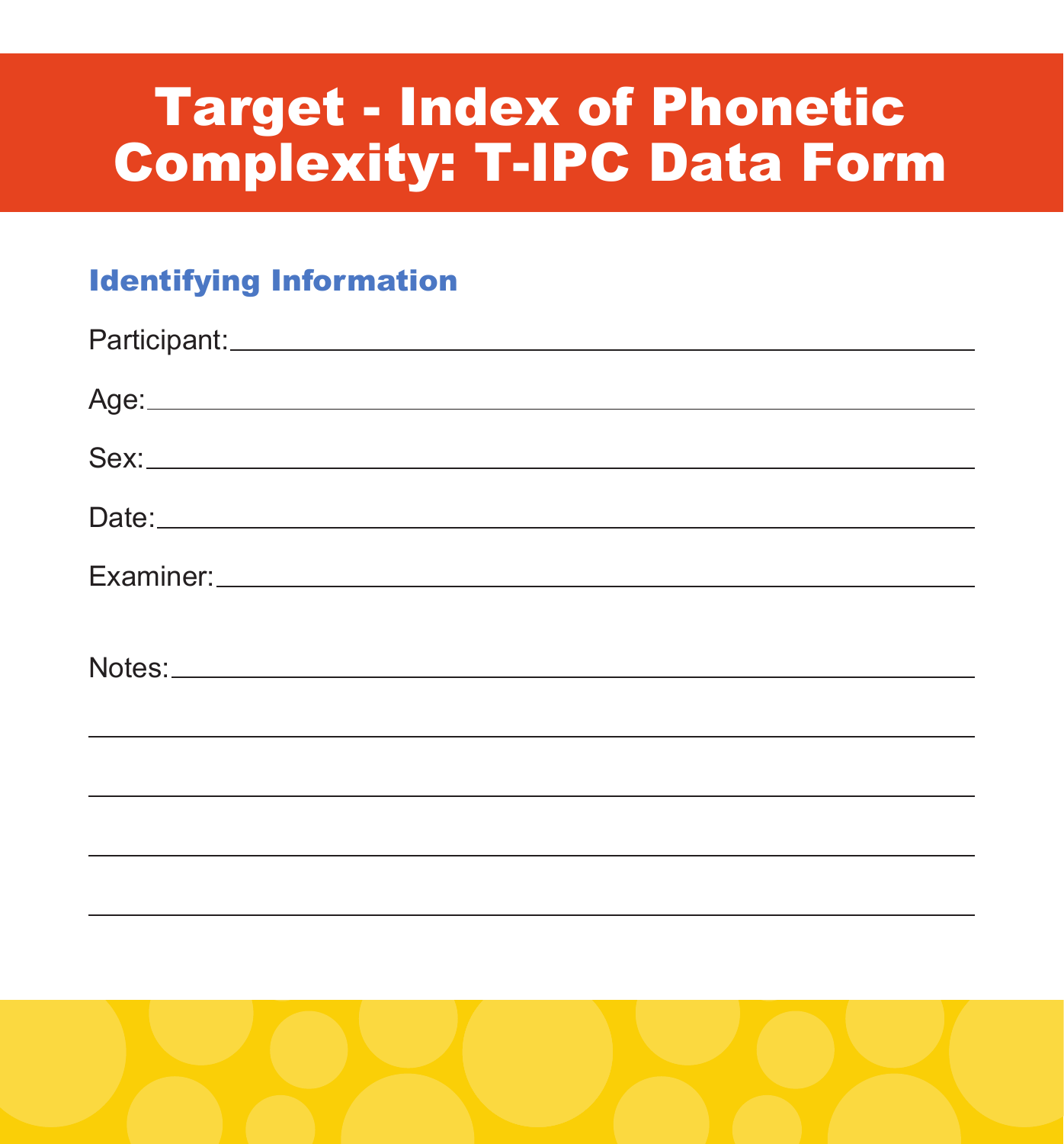# Target - Index of Phonetic Complexity: T-IPC Data Form

## Identifying Information

Participant: ______________________________

Age: ______________________________

Sex: ______________________________

Date: ______________________________

Examiner: ______________________________

Notes: ______________________________

______________________________

______________________________

______________________________

______________________________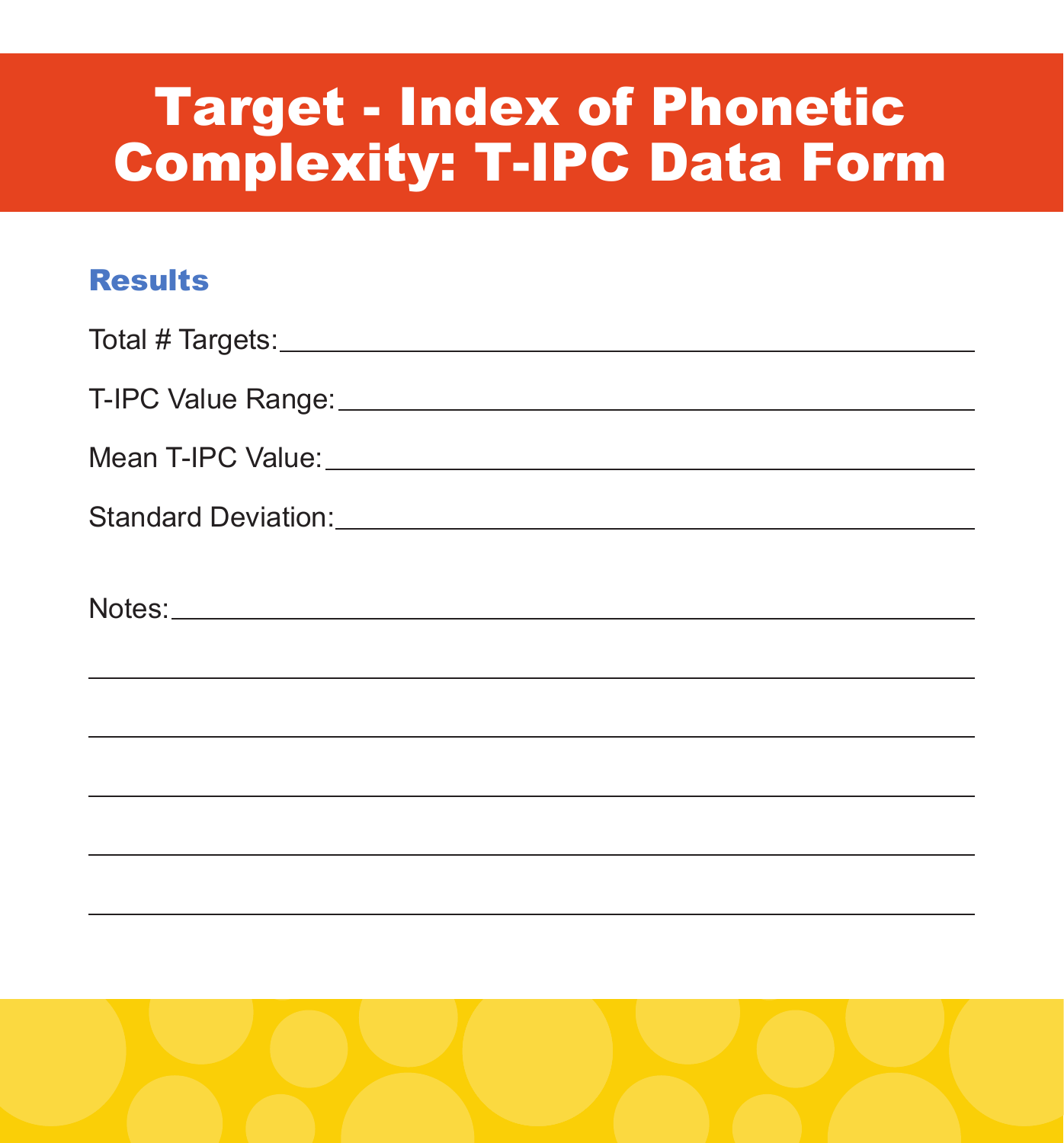# Target - Index of Phonetic Complexity: T-IPC Data Form

## Results

Total # Targets: ____________________

T-IPC Value Range: ____________________

Mean T-IPC Value: ____________________

Standard Deviation: ____________________

Notes: ____________________

____________________

____________________

____________________

____________________

____________________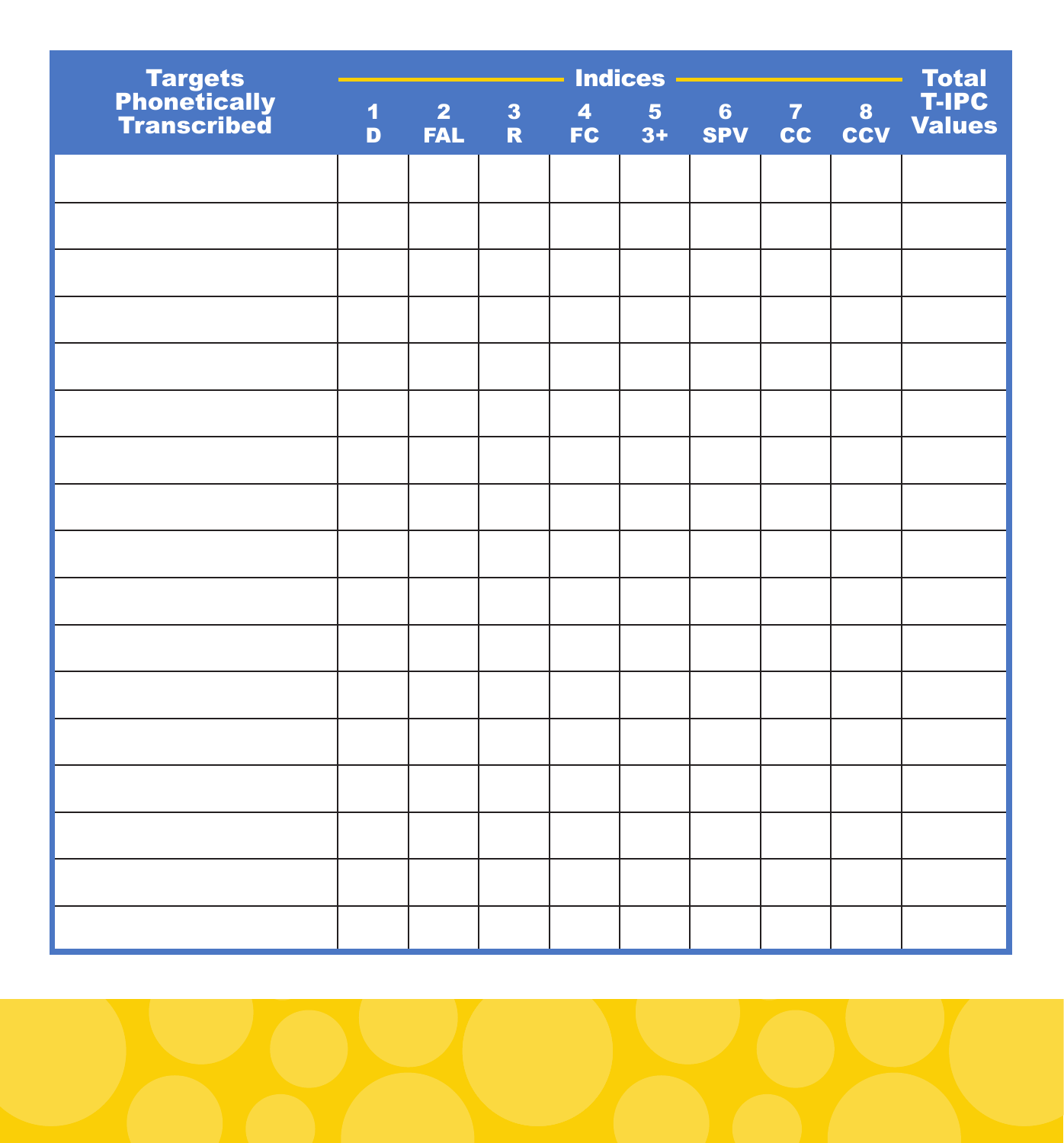| Targets Phonetically Transcribed | Indices | | | | | | | | Total T-IPC Values |
|---|---|---|---|---|---|---|---|---|---|
| | 1 D | 2 FAL | 3 R | 4 FC | 5 3+ | 6 SPV | 7 CC | 8 CCV | |
| | | | | | | | | | |
| | | | | | | | | | |
| | | | | | | | | | |
| | | | | | | | | | |
| | | | | | | | | | |
| | | | | | | | | | |
| | | | | | | | | | |
| | | | | | | | | | |
| | | | | | | | | | |
| | | | | | | | | | |
| | | | | | | | | | |
| | | | | | | | | | |
| | | | | | | | | | |
| | | | | | | | | | |
| | | | | | | | | | |
| | | | | | | | | | |
| | | | | | | | | | |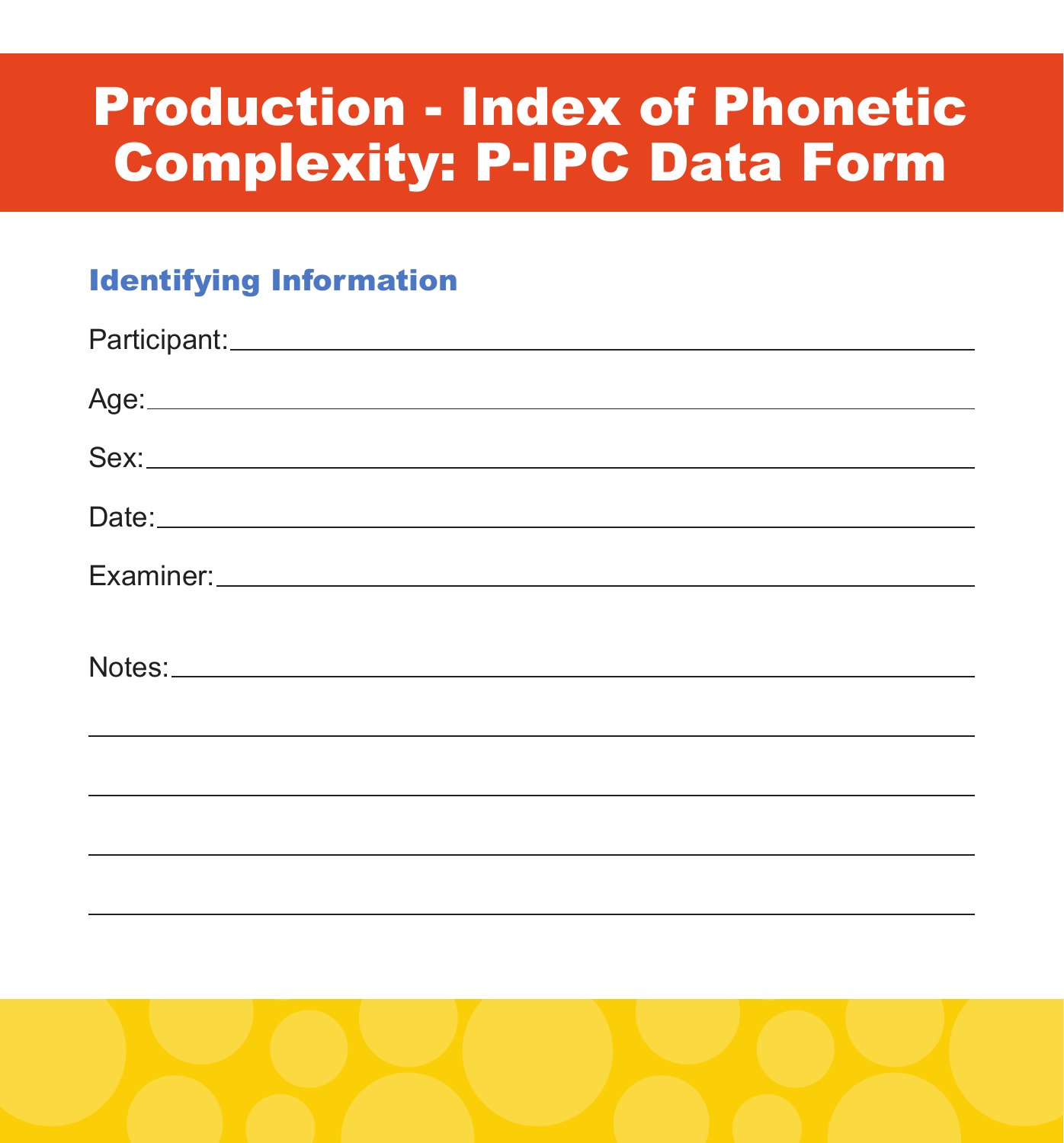# Production - Index of Phonetic Complexity: P-IPC Data Form

## Identifying Information

Participant: ____________________________________________

Age: ____________________________________________

Sex: ____________________________________________

Date: ____________________________________________

Examiner: ____________________________________________

Notes: ____________________________________________

____________________________________________

____________________________________________

____________________________________________

____________________________________________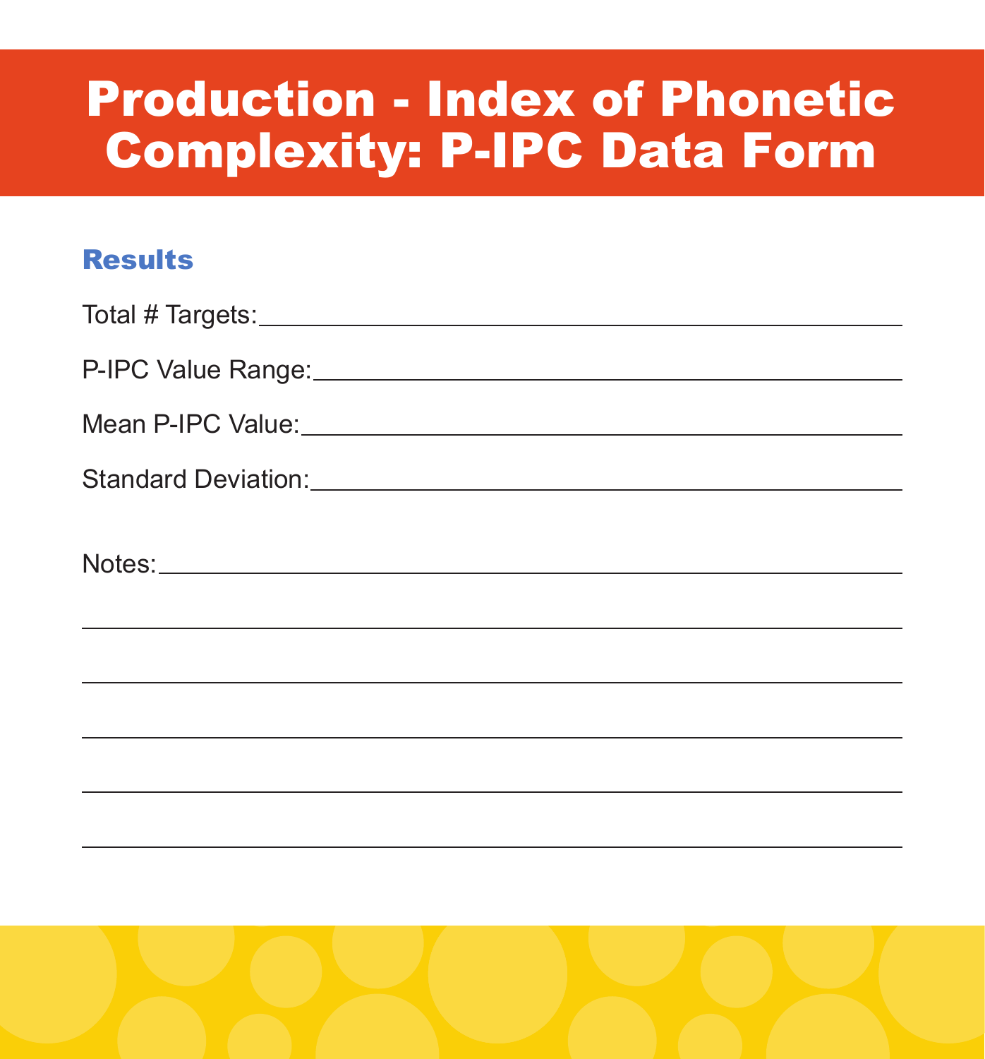# Production - Index of Phonetic Complexity: P-IPC Data Form

## Results

Total # Targets: ____________________

P-IPC Value Range: ____________________

Mean P-IPC Value: ____________________

Standard Deviation: ____________________

Notes: ____________________

____________________

____________________

____________________

____________________

____________________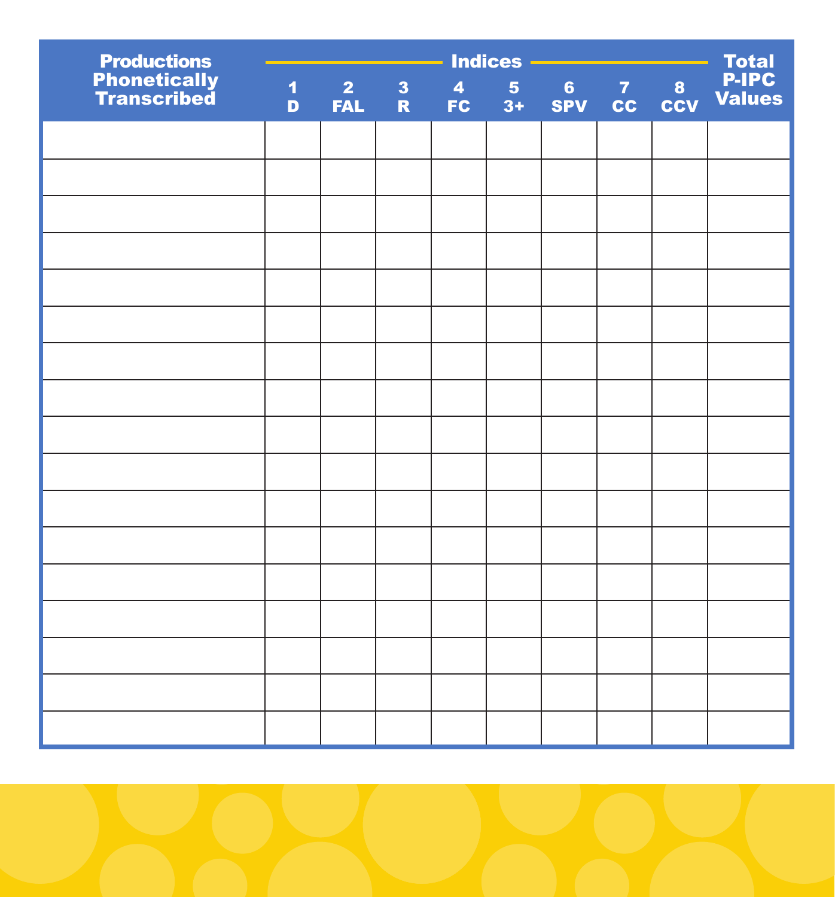| Productions Phonetically Transcribed | Indices | | | | | | | | Total P-IPC Values |
|---|---|---|---|---|---|---|---|---|---|
| | 1 D | 2 FAL | 3 R | 4 FC | 5 3+ | 6 SPV | 7 CC | 8 CCV | |
| | | | | | | | | | |
| | | | | | | | | | |
| | | | | | | | | | |
| | | | | | | | | | |
| | | | | | | | | | |
| | | | | | | | | | |
| | | | | | | | | | |
| | | | | | | | | | |
| | | | | | | | | | |
| | | | | | | | | | |
| | | | | | | | | | |
| | | | | | | | | | |
| | | | | | | | | | |
| | | | | | | | | | |
| | | | | | | | | | |
| | | | | | | | | | |
| | | | | | | | | | |